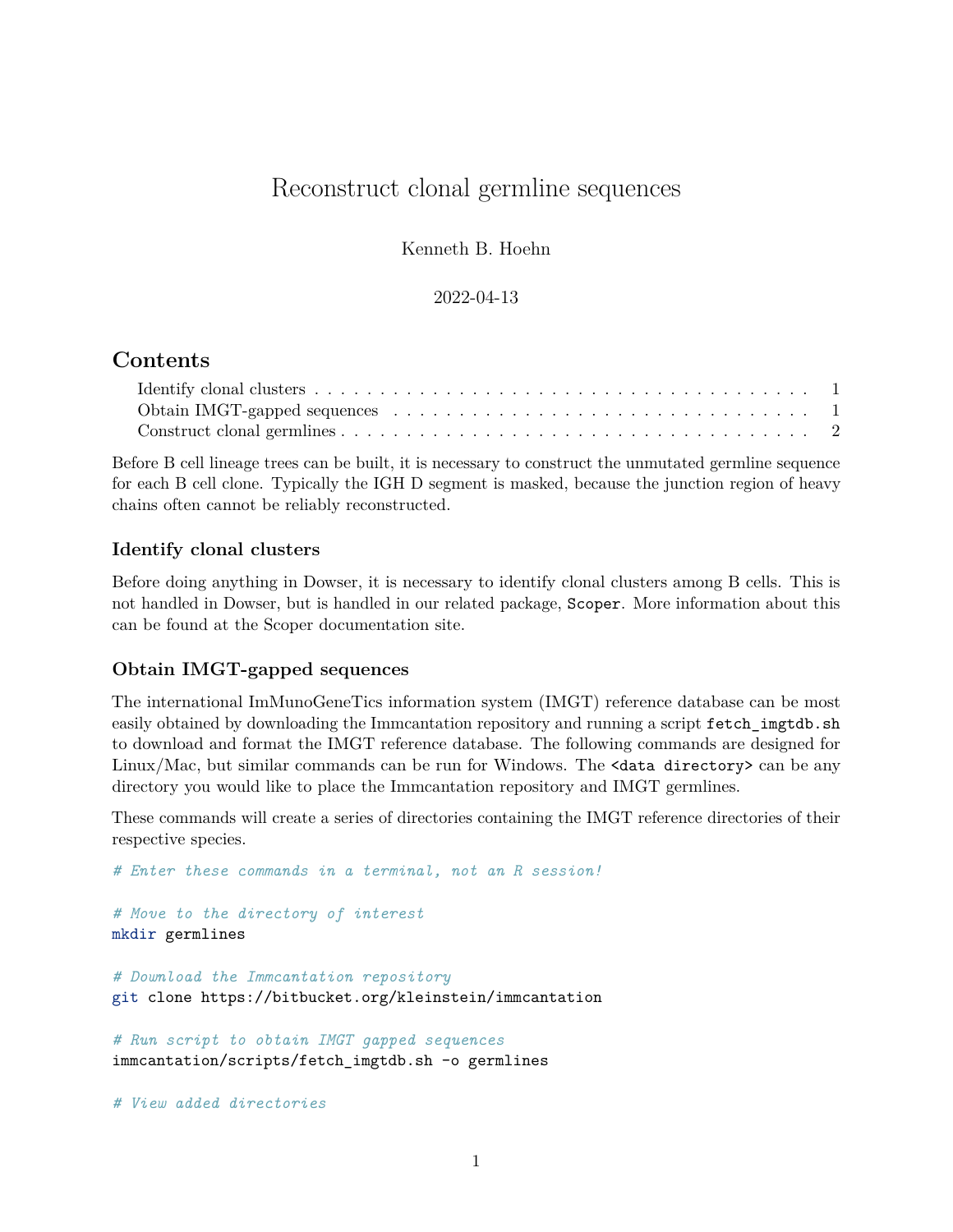# Reconstruct clonal germline sequences

Kenneth B. Hoehn

2022-04-13

## Contents

- Identify clonal clusters . . . 1
- Obtain IMGT-gapped sequences . . . 1
- Construct clonal germlines . . . 2

Before B cell lineage trees can be built, it is necessary to construct the unmutated germline sequence for each B cell clone. Typically the IGH D segment is masked, because the junction region of heavy chains often cannot be reliably reconstructed.

### Identify clonal clusters

Before doing anything in Dowser, it is necessary to identify clonal clusters among B cells. This is not handled in Dowser, but is handled in our related package, `Scoper`. More information about this can be found at the Scoper documentation site.

### Obtain IMGT-gapped sequences

The international ImMunoGeneTics information system (IMGT) reference database can be most easily obtained by downloading the Immcantation repository and running a script `fetch_imgtdb.sh` to download and format the IMGT reference database. The following commands are designed for Linux/Mac, but similar commands can be run for Windows. The `<data directory>` can be any directory you would like to place the Immcantation repository and IMGT germlines.

These commands will create a series of directories containing the IMGT reference directories of their respective species.

```
# Enter these commands in a terminal, not an R session!

# Move to the directory of interest
mkdir germlines

# Download the Immcantation repository
git clone https://bitbucket.org/kleinstein/immcantation

# Run script to obtain IMGT gapped sequences
immcantation/scripts/fetch_imgtdb.sh -o germlines

# View added directories
```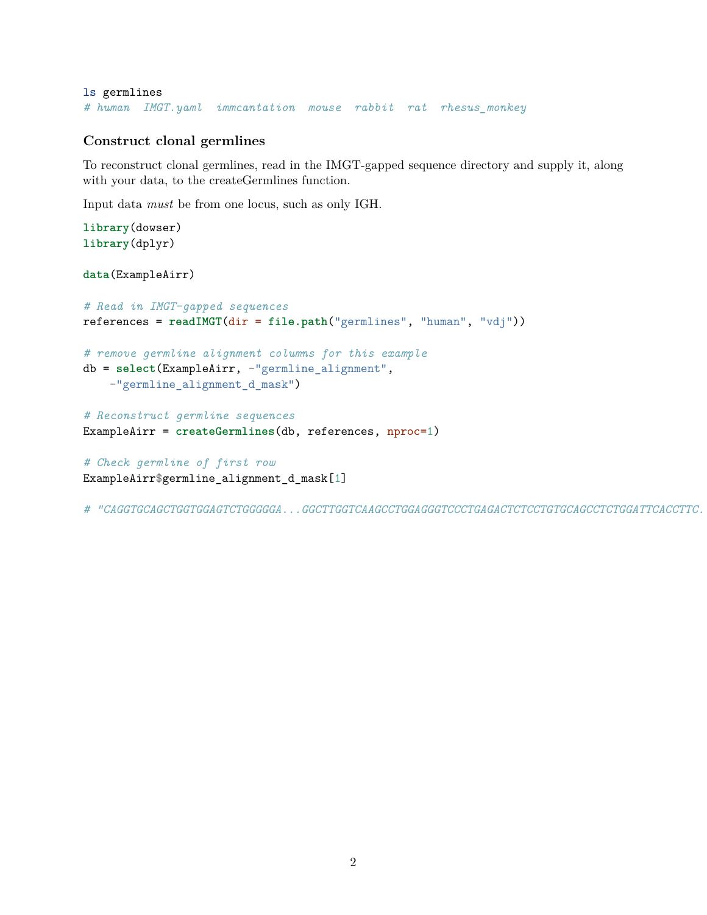```
ls germlines
# human  IMGT.yaml  immcantation  mouse  rabbit  rat  rhesus_monkey
```

### Construct clonal germlines

To reconstruct clonal germlines, read in the IMGT-gapped sequence directory and supply it, along with your data, to the createGermlines function.

Input data *must* be from one locus, such as only IGH.

```r
library(dowser)
library(dplyr)

data(ExampleAirr)

# Read in IMGT-gapped sequences
references = readIMGT(dir = file.path("germlines", "human", "vdj"))

# remove germline alignment columns for this example
db = select(ExampleAirr, -"germline_alignment",
    -"germline_alignment_d_mask")

# Reconstruct germline sequences
ExampleAirr = createGermlines(db, references, nproc=1)

# Check germline of first row
ExampleAirr$germline_alignment_d_mask[1]

# "CAGGTGCAGCTGGTGGAGTCTGGGGGA...GGCTTGGTCAAGCCTGGAGGGTCCCTGAGACTCTCCTGTGCAGCCTCTGGATTCACCTTC.
```